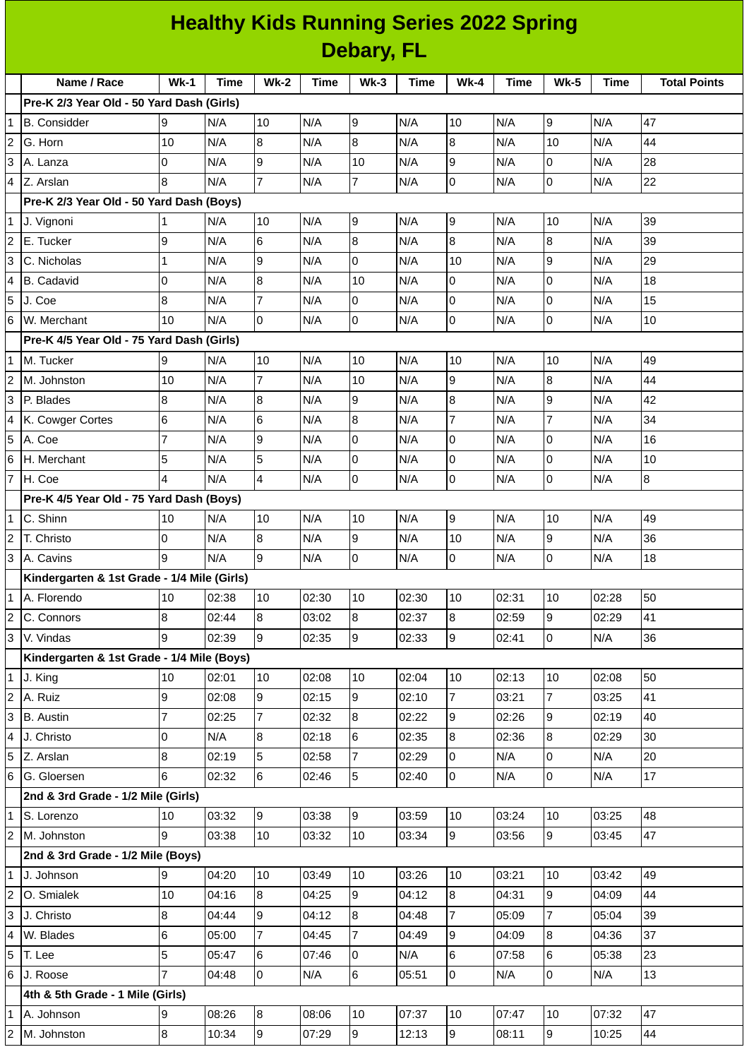# Healthy Kids Running Series 2022 Spring
## Debary, FL

| | Name / Race | Wk-1 | Time | Wk-2 | Time | Wk-3 | Time | Wk-4 | Time | Wk-5 | Time | Total Points |
|---|---|---|---|---|---|---|---|---|---|---|---|---|
| | **Pre-K 2/3 Year Old - 50 Yard Dash (Girls)** | | | | | | | | | | | |
| 1 | B. Considder | 9 | N/A | 10 | N/A | 9 | N/A | 10 | N/A | 9 | N/A | 47 |
| 2 | G. Horn | 10 | N/A | 8 | N/A | 8 | N/A | 8 | N/A | 10 | N/A | 44 |
| 3 | A. Lanza | 0 | N/A | 9 | N/A | 10 | N/A | 9 | N/A | 0 | N/A | 28 |
| 4 | Z. Arslan | 8 | N/A | 7 | N/A | 7 | N/A | 0 | N/A | 0 | N/A | 22 |
| | **Pre-K 2/3 Year Old - 50 Yard Dash (Boys)** | | | | | | | | | | | |
| 1 | J. Vignoni | 1 | N/A | 10 | N/A | 9 | N/A | 9 | N/A | 10 | N/A | 39 |
| 2 | E. Tucker | 9 | N/A | 6 | N/A | 8 | N/A | 8 | N/A | 8 | N/A | 39 |
| 3 | C. Nicholas | 1 | N/A | 9 | N/A | 0 | N/A | 10 | N/A | 9 | N/A | 29 |
| 4 | B. Cadavid | 0 | N/A | 8 | N/A | 10 | N/A | 0 | N/A | 0 | N/A | 18 |
| 5 | J. Coe | 8 | N/A | 7 | N/A | 0 | N/A | 0 | N/A | 0 | N/A | 15 |
| 6 | W. Merchant | 10 | N/A | 0 | N/A | 0 | N/A | 0 | N/A | 0 | N/A | 10 |
| | **Pre-K 4/5 Year Old - 75 Yard Dash (Girls)** | | | | | | | | | | | |
| 1 | M. Tucker | 9 | N/A | 10 | N/A | 10 | N/A | 10 | N/A | 10 | N/A | 49 |
| 2 | M. Johnston | 10 | N/A | 7 | N/A | 10 | N/A | 9 | N/A | 8 | N/A | 44 |
| 3 | P. Blades | 8 | N/A | 8 | N/A | 9 | N/A | 8 | N/A | 9 | N/A | 42 |
| 4 | K. Cowger Cortes | 6 | N/A | 6 | N/A | 8 | N/A | 7 | N/A | 7 | N/A | 34 |
| 5 | A. Coe | 7 | N/A | 9 | N/A | 0 | N/A | 0 | N/A | 0 | N/A | 16 |
| 6 | H. Merchant | 5 | N/A | 5 | N/A | 0 | N/A | 0 | N/A | 0 | N/A | 10 |
| 7 | H. Coe | 4 | N/A | 4 | N/A | 0 | N/A | 0 | N/A | 0 | N/A | 8 |
| | **Pre-K 4/5 Year Old - 75 Yard Dash (Boys)** | | | | | | | | | | | |
| 1 | C. Shinn | 10 | N/A | 10 | N/A | 10 | N/A | 9 | N/A | 10 | N/A | 49 |
| 2 | T. Christo | 0 | N/A | 8 | N/A | 9 | N/A | 10 | N/A | 9 | N/A | 36 |
| 3 | A. Cavins | 9 | N/A | 9 | N/A | 0 | N/A | 0 | N/A | 0 | N/A | 18 |
| | **Kindergarten & 1st Grade - 1/4 Mile (Girls)** | | | | | | | | | | | |
| 1 | A. Florendo | 10 | 02:38 | 10 | 02:30 | 10 | 02:30 | 10 | 02:31 | 10 | 02:28 | 50 |
| 2 | C. Connors | 8 | 02:44 | 8 | 03:02 | 8 | 02:37 | 8 | 02:59 | 9 | 02:29 | 41 |
| 3 | V. Vindas | 9 | 02:39 | 9 | 02:35 | 9 | 02:33 | 9 | 02:41 | 0 | N/A | 36 |
| | **Kindergarten & 1st Grade - 1/4 Mile (Boys)** | | | | | | | | | | | |
| 1 | J. King | 10 | 02:01 | 10 | 02:08 | 10 | 02:04 | 10 | 02:13 | 10 | 02:08 | 50 |
| 2 | A. Ruiz | 9 | 02:08 | 9 | 02:15 | 9 | 02:10 | 7 | 03:21 | 7 | 03:25 | 41 |
| 3 | B. Austin | 7 | 02:25 | 7 | 02:32 | 8 | 02:22 | 9 | 02:26 | 9 | 02:19 | 40 |
| 4 | J. Christo | 0 | N/A | 8 | 02:18 | 6 | 02:35 | 8 | 02:36 | 8 | 02:29 | 30 |
| 5 | Z. Arslan | 8 | 02:19 | 5 | 02:58 | 7 | 02:29 | 0 | N/A | 0 | N/A | 20 |
| 6 | G. Gloersen | 6 | 02:32 | 6 | 02:46 | 5 | 02:40 | 0 | N/A | 0 | N/A | 17 |
| | **2nd & 3rd Grade - 1/2 Mile (Girls)** | | | | | | | | | | | |
| 1 | S. Lorenzo | 10 | 03:32 | 9 | 03:38 | 9 | 03:59 | 10 | 03:24 | 10 | 03:25 | 48 |
| 2 | M. Johnston | 9 | 03:38 | 10 | 03:32 | 10 | 03:34 | 9 | 03:56 | 9 | 03:45 | 47 |
| | **2nd & 3rd Grade - 1/2 Mile (Boys)** | | | | | | | | | | | |
| 1 | J. Johnson | 9 | 04:20 | 10 | 03:49 | 10 | 03:26 | 10 | 03:21 | 10 | 03:42 | 49 |
| 2 | O. Smialek | 10 | 04:16 | 8 | 04:25 | 9 | 04:12 | 8 | 04:31 | 9 | 04:09 | 44 |
| 3 | J. Christo | 8 | 04:44 | 9 | 04:12 | 8 | 04:48 | 7 | 05:09 | 7 | 05:04 | 39 |
| 4 | W. Blades | 6 | 05:00 | 7 | 04:45 | 7 | 04:49 | 9 | 04:09 | 8 | 04:36 | 37 |
| 5 | T. Lee | 5 | 05:47 | 6 | 07:46 | 0 | N/A | 6 | 07:58 | 6 | 05:38 | 23 |
| 6 | J. Roose | 7 | 04:48 | 0 | N/A | 6 | 05:51 | 0 | N/A | 0 | N/A | 13 |
| | **4th & 5th Grade - 1 Mile (Girls)** | | | | | | | | | | | |
| 1 | A. Johnson | 9 | 08:26 | 8 | 08:06 | 10 | 07:37 | 10 | 07:47 | 10 | 07:32 | 47 |
| 2 | M. Johnston | 8 | 10:34 | 9 | 07:29 | 9 | 12:13 | 9 | 08:11 | 9 | 10:25 | 44 |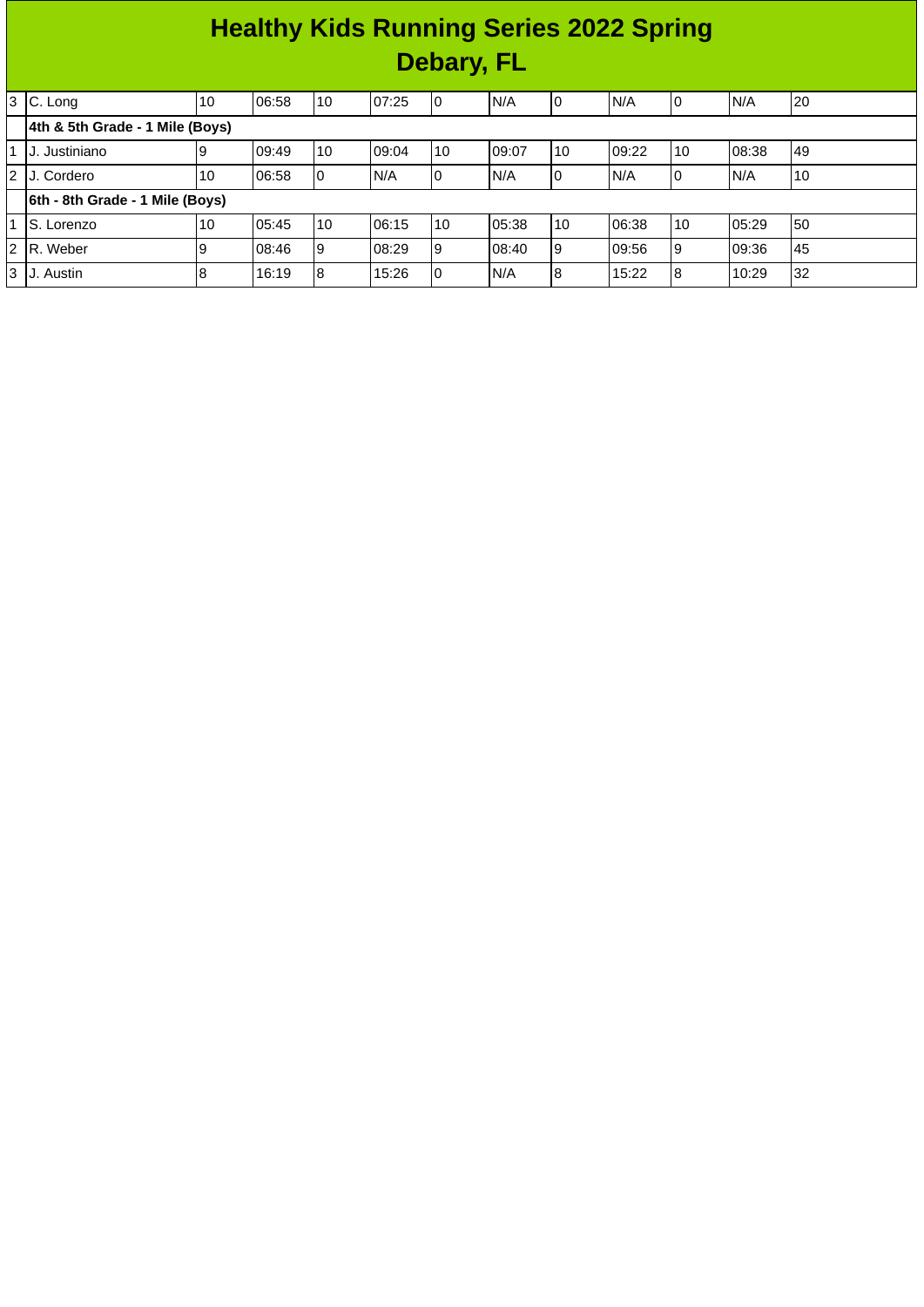# Healthy Kids Running Series 2022 Spring
## Debary, FL

| | | | | | | | | | | | | |
|---|---|---|---|---|---|---|---|---|---|---|---|---|
| 3 | C. Long | 10 | 06:58 | 10 | 07:25 | 0 | N/A | 0 | N/A | 0 | N/A | 20 |
| | **4th & 5th Grade - 1 Mile (Boys)** | | | | | | | | | | | |
| 1 | J. Justiniano | 9 | 09:49 | 10 | 09:04 | 10 | 09:07 | 10 | 09:22 | 10 | 08:38 | 49 |
| 2 | J. Cordero | 10 | 06:58 | 0 | N/A | 0 | N/A | 0 | N/A | 0 | N/A | 10 |
| | **6th - 8th Grade - 1 Mile (Boys)** | | | | | | | | | | | |
| 1 | S. Lorenzo | 10 | 05:45 | 10 | 06:15 | 10 | 05:38 | 10 | 06:38 | 10 | 05:29 | 50 |
| 2 | R. Weber | 9 | 08:46 | 9 | 08:29 | 9 | 08:40 | 9 | 09:56 | 9 | 09:36 | 45 |
| 3 | J. Austin | 8 | 16:19 | 8 | 15:26 | 0 | N/A | 8 | 15:22 | 8 | 10:29 | 32 |